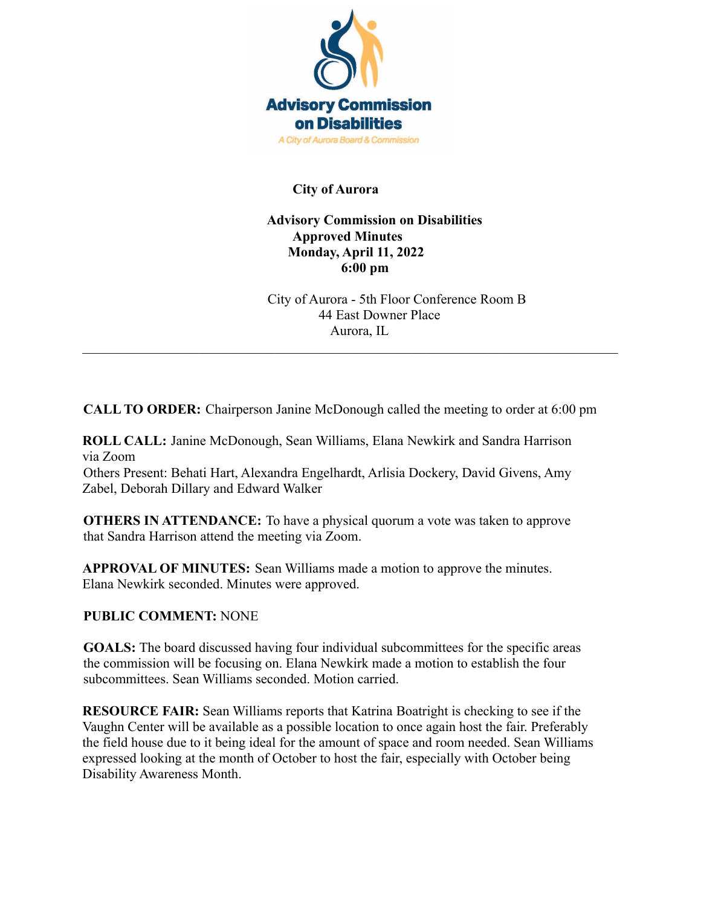**Advisory Commission on Disabilities**
*A City of Aurora Board & Commission*

# City of Aurora

## Advisory Commission on Disabilities

**Approved Minutes**
**Monday, April 11, 2022**
**6:00 pm**

City of Aurora - 5th Floor Conference Room B
44 East Downer Place
Aurora, IL

---

**CALL TO ORDER:** Chairperson Janine McDonough called the meeting to order at 6:00 pm

**ROLL CALL:** Janine McDonough, Sean Williams, Elana Newkirk and Sandra Harrison via Zoom
Others Present: Behati Hart, Alexandra Engelhardt, Arlisia Dockery, David Givens, Amy Zabel, Deborah Dillary and Edward Walker

**OTHERS IN ATTENDANCE:** To have a physical quorum a vote was taken to approve that Sandra Harrison attend the meeting via Zoom.

**APPROVAL OF MINUTES:** Sean Williams made a motion to approve the minutes. Elana Newkirk seconded. Minutes were approved.

**PUBLIC COMMENT:** NONE

**GOALS:** The board discussed having four individual subcommittees for the specific areas the commission will be focusing on. Elana Newkirk made a motion to establish the four subcommittees. Sean Williams seconded. Motion carried.

**RESOURCE FAIR:** Sean Williams reports that Katrina Boatright is checking to see if the Vaughn Center will be available as a possible location to once again host the fair. Preferably the field house due to it being ideal for the amount of space and room needed. Sean Williams expressed looking at the month of October to host the fair, especially with October being Disability Awareness Month.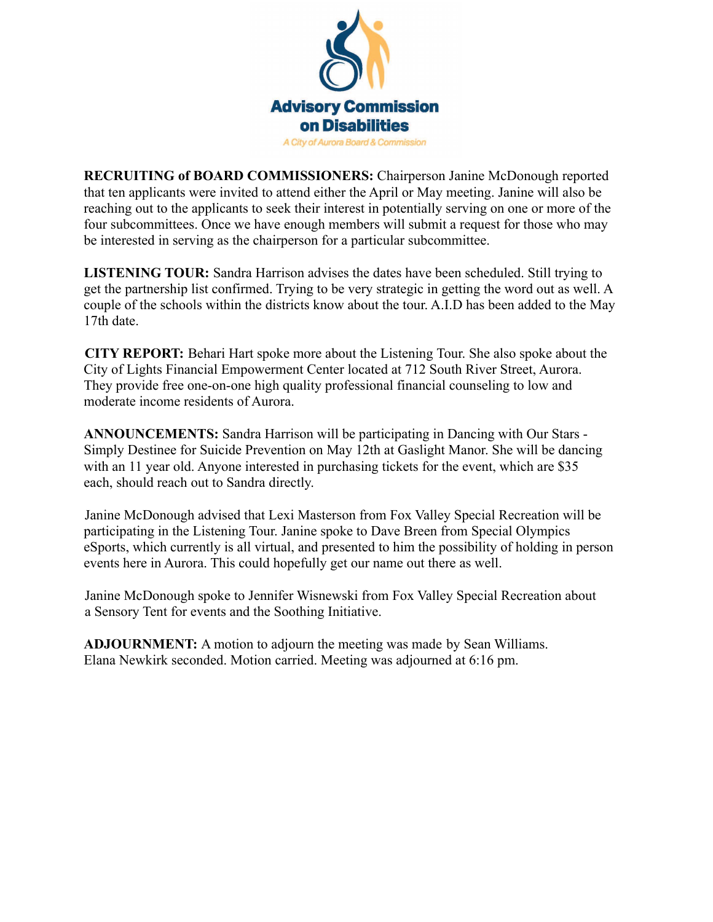**Advisory Commission on Disabilities**

*A City of Aurora Board & Commission*

**RECRUITING of BOARD COMMISSIONERS:** Chairperson Janine McDonough reported that ten applicants were invited to attend either the April or May meeting. Janine will also be reaching out to the applicants to seek their interest in potentially serving on one or more of the four subcommittees. Once we have enough members will submit a request for those who may be interested in serving as the chairperson for a particular subcommittee.

**LISTENING TOUR:** Sandra Harrison advises the dates have been scheduled. Still trying to get the partnership list confirmed. Trying to be very strategic in getting the word out as well. A couple of the schools within the districts know about the tour. A.I.D has been added to the May 17th date.

**CITY REPORT:** Behari Hart spoke more about the Listening Tour. She also spoke about the City of Lights Financial Empowerment Center located at 712 South River Street, Aurora. They provide free one-on-one high quality professional financial counseling to low and moderate income residents of Aurora.

**ANNOUNCEMENTS:** Sandra Harrison will be participating in Dancing with Our Stars - Simply Destinee for Suicide Prevention on May 12th at Gaslight Manor. She will be dancing with an 11 year old. Anyone interested in purchasing tickets for the event, which are $35 each, should reach out to Sandra directly.

Janine McDonough advised that Lexi Masterson from Fox Valley Special Recreation will be participating in the Listening Tour. Janine spoke to Dave Breen from Special Olympics eSports, which currently is all virtual, and presented to him the possibility of holding in person events here in Aurora. This could hopefully get our name out there as well.

Janine McDonough spoke to Jennifer Wisnewski from Fox Valley Special Recreation about a Sensory Tent for events and the Soothing Initiative.

**ADJOURNMENT:** A motion to adjourn the meeting was made by Sean Williams. Elana Newkirk seconded. Motion carried. Meeting was adjourned at 6:16 pm.